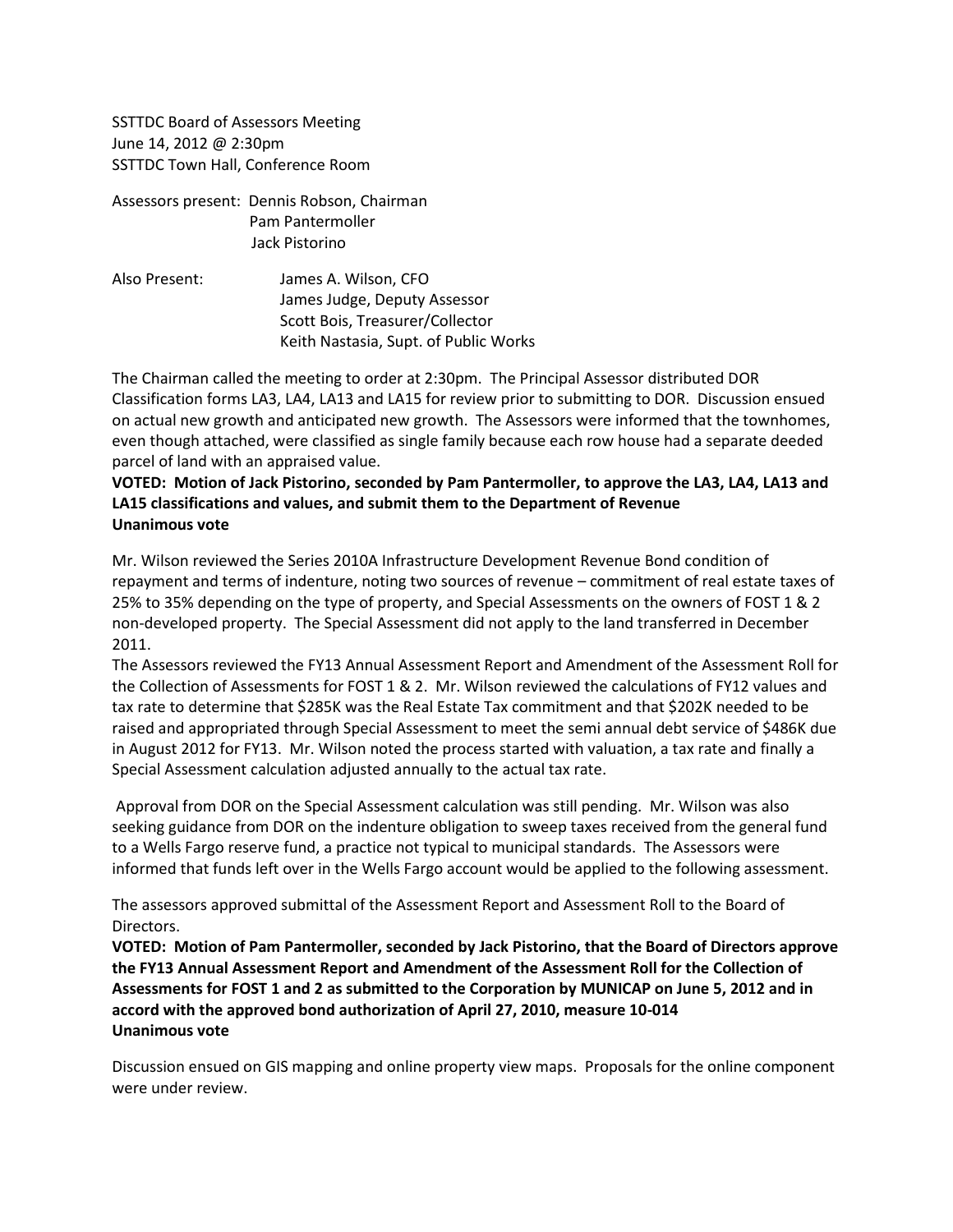SSTTDC Board of Assessors Meeting
June 14, 2012 @ 2:30pm
SSTTDC Town Hall, Conference Room

Assessors present: Dennis Robson, Chairman
Pam Pantermoller
Jack Pistorino

Also Present: James A. Wilson, CFO
James Judge, Deputy Assessor
Scott Bois, Treasurer/Collector
Keith Nastasia, Supt. of Public Works

The Chairman called the meeting to order at 2:30pm. The Principal Assessor distributed DOR Classification forms LA3, LA4, LA13 and LA15 for review prior to submitting to DOR. Discussion ensued on actual new growth and anticipated new growth. The Assessors were informed that the townhomes, even though attached, were classified as single family because each row house had a separate deeded parcel of land with an appraised value.

**VOTED: Motion of Jack Pistorino, seconded by Pam Pantermoller, to approve the LA3, LA4, LA13 and LA15 classifications and values, and submit them to the Department of Revenue**
**Unanimous vote**

Mr. Wilson reviewed the Series 2010A Infrastructure Development Revenue Bond condition of repayment and terms of indenture, noting two sources of revenue – commitment of real estate taxes of 25% to 35% depending on the type of property, and Special Assessments on the owners of FOST 1 & 2 non-developed property. The Special Assessment did not apply to the land transferred in December 2011.

The Assessors reviewed the FY13 Annual Assessment Report and Amendment of the Assessment Roll for the Collection of Assessments for FOST 1 & 2. Mr. Wilson reviewed the calculations of FY12 values and tax rate to determine that $285K was the Real Estate Tax commitment and that $202K needed to be raised and appropriated through Special Assessment to meet the semi annual debt service of $486K due in August 2012 for FY13. Mr. Wilson noted the process started with valuation, a tax rate and finally a Special Assessment calculation adjusted annually to the actual tax rate.

Approval from DOR on the Special Assessment calculation was still pending. Mr. Wilson was also seeking guidance from DOR on the indenture obligation to sweep taxes received from the general fund to a Wells Fargo reserve fund, a practice not typical to municipal standards. The Assessors were informed that funds left over in the Wells Fargo account would be applied to the following assessment.

The assessors approved submittal of the Assessment Report and Assessment Roll to the Board of Directors.

**VOTED: Motion of Pam Pantermoller, seconded by Jack Pistorino, that the Board of Directors approve the FY13 Annual Assessment Report and Amendment of the Assessment Roll for the Collection of Assessments for FOST 1 and 2 as submitted to the Corporation by MUNICAP on June 5, 2012 and in accord with the approved bond authorization of April 27, 2010, measure 10-014**
**Unanimous vote**

Discussion ensued on GIS mapping and online property view maps. Proposals for the online component were under review.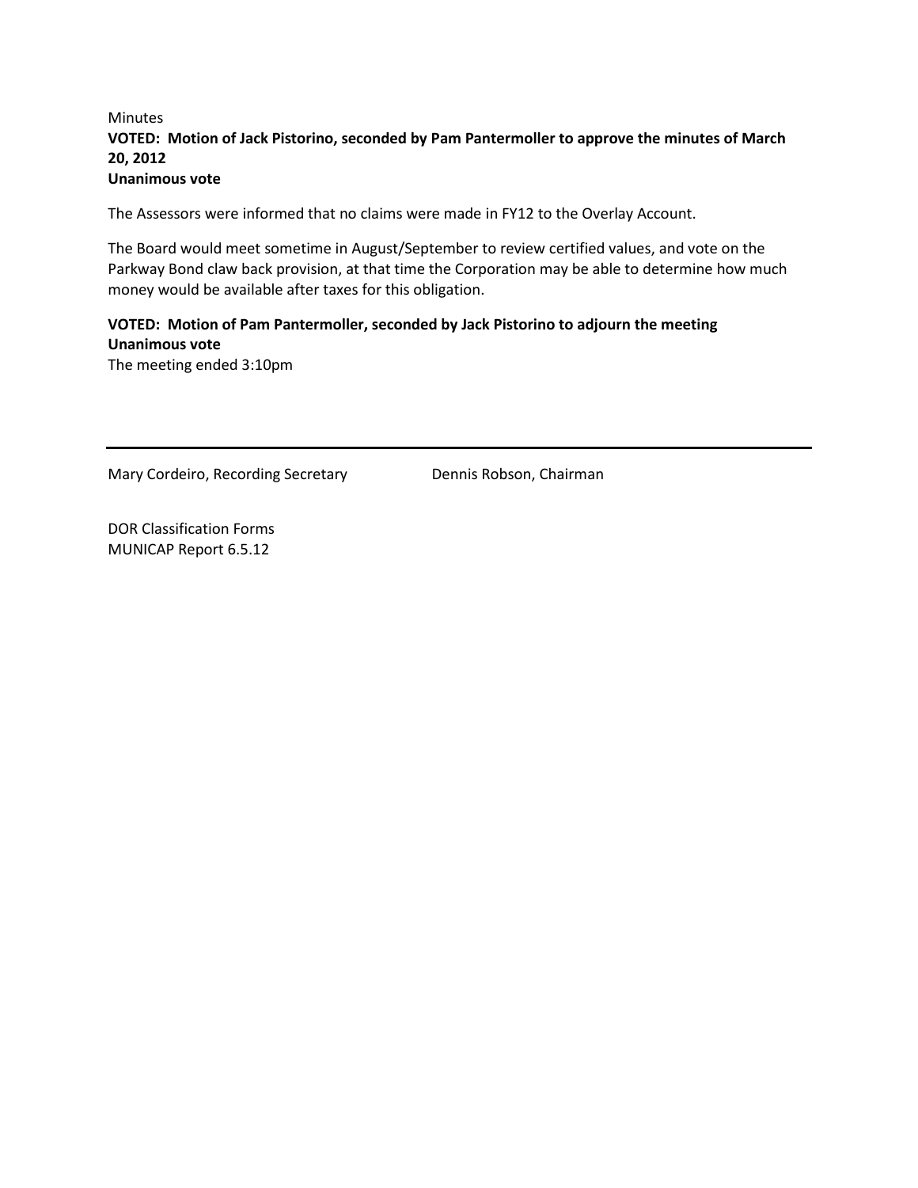Minutes

**VOTED: Motion of Jack Pistorino, seconded by Pam Pantermoller to approve the minutes of March 20, 2012**
**Unanimous vote**

The Assessors were informed that no claims were made in FY12 to the Overlay Account.

The Board would meet sometime in August/September to review certified values, and vote on the Parkway Bond claw back provision, at that time the Corporation may be able to determine how much money would be available after taxes for this obligation.

**VOTED: Motion of Pam Pantermoller, seconded by Jack Pistorino to adjourn the meeting**
**Unanimous vote**
The meeting ended 3:10pm

---

Mary Cordeiro, Recording Secretary Dennis Robson, Chairman

DOR Classification Forms
MUNICAP Report 6.5.12